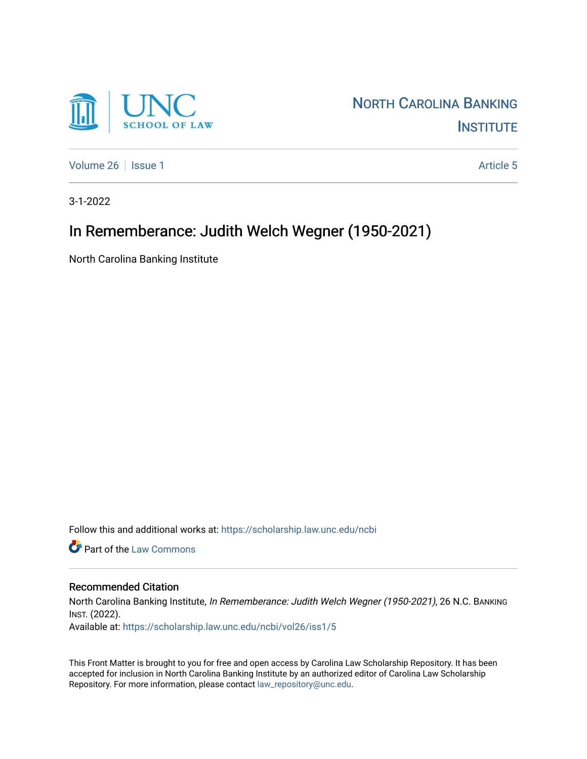UNC SCHOOL OF LAW

NORTH CAROLINA BANKING INSTITUTE

Volume 26 | Issue 1 | Article 5

3-1-2022

# In Rememberance: Judith Welch Wegner (1950-2021)

North Carolina Banking Institute

Follow this and additional works at: https://scholarship.law.unc.edu/ncbi

Part of the Law Commons

## Recommended Citation

North Carolina Banking Institute, *In Rememberance: Judith Welch Wegner (1950-2021)*, 26 N.C. BANKING INST. (2022).
Available at: https://scholarship.law.unc.edu/ncbi/vol26/iss1/5

This Front Matter is brought to you for free and open access by Carolina Law Scholarship Repository. It has been accepted for inclusion in North Carolina Banking Institute by an authorized editor of Carolina Law Scholarship Repository. For more information, please contact law_repository@unc.edu.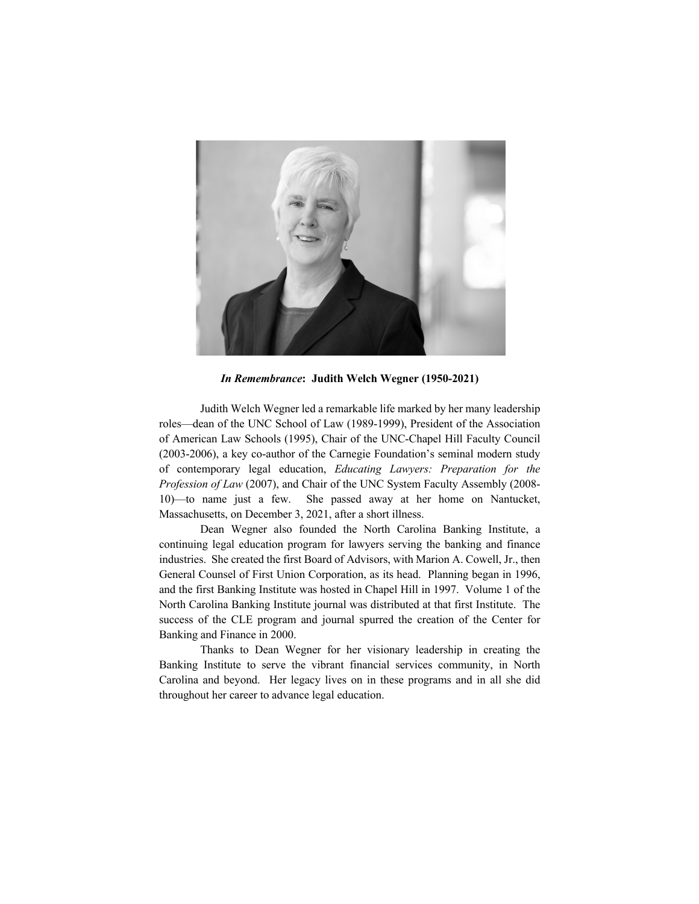***In Remembrance*: Judith Welch Wegner (1950-2021)**

Judith Welch Wegner led a remarkable life marked by her many leadership roles—dean of the UNC School of Law (1989-1999), President of the Association of American Law Schools (1995), Chair of the UNC-Chapel Hill Faculty Council (2003-2006), a key co-author of the Carnegie Foundation's seminal modern study of contemporary legal education, *Educating Lawyers: Preparation for the Profession of Law* (2007), and Chair of the UNC System Faculty Assembly (2008-10)—to name just a few. She passed away at her home on Nantucket, Massachusetts, on December 3, 2021, after a short illness.

Dean Wegner also founded the North Carolina Banking Institute, a continuing legal education program for lawyers serving the banking and finance industries. She created the first Board of Advisors, with Marion A. Cowell, Jr., then General Counsel of First Union Corporation, as its head. Planning began in 1996, and the first Banking Institute was hosted in Chapel Hill in 1997. Volume 1 of the North Carolina Banking Institute journal was distributed at that first Institute. The success of the CLE program and journal spurred the creation of the Center for Banking and Finance in 2000.

Thanks to Dean Wegner for her visionary leadership in creating the Banking Institute to serve the vibrant financial services community, in North Carolina and beyond. Her legacy lives on in these programs and in all she did throughout her career to advance legal education.